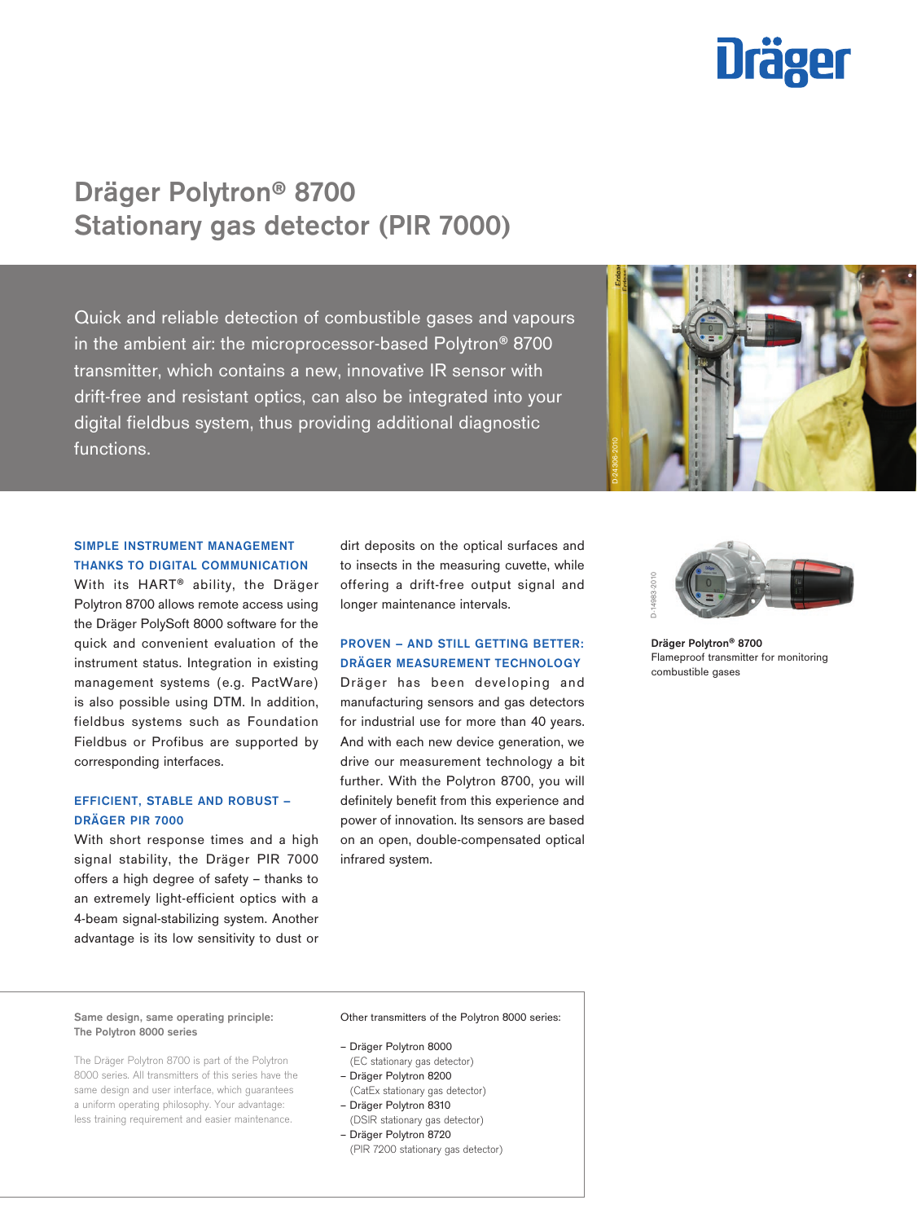# Dräger Polytron® 8700 Stationary gas detector (PIR 7000)

Quick and reliable detection of combustible gases and vapours in the ambient air: the microprocessor-based Polytron® 8700 transmitter, which contains a new, innovative IR sensor with drift-free and resistant optics, can also be integrated into your digital fieldbus system, thus providing additional diagnostic functions.

### SIMPLE INSTRUMENT MANAGEMENT THANKS TO DIGITAL COMMUNICATION

With its HART® ability, the Dräger Polytron 8700 allows remote access using the Dräger PolySoft 8000 software for the quick and convenient evaluation of the instrument status. Integration in existing management systems (e.g. PactWare) is also possible using DTM. In addition, fieldbus systems such as Foundation Fieldbus or Profibus are supported by corresponding interfaces.

### EFFICIENT, STABLE AND ROBUST – DRÄGER PIR 7000

With short response times and a high signal stability, the Dräger PIR 7000 offers a high degree of safety – thanks to an extremely light-efficient optics with a 4-beam signal-stabilizing system. Another advantage is its low sensitivity to dust or dirt deposits on the optical surfaces and to insects in the measuring cuvette, while offering a drift-free output signal and longer maintenance intervals.

### PROVEN – AND STILL GETTING BETTER: DRÄGER MEASUREMENT TECHNOLOGY

Dräger has been developing and manufacturing sensors and gas detectors for industrial use for more than 40 years. And with each new device generation, we drive our measurement technology a bit further. With the Polytron 8700, you will definitely benefit from this experience and power of innovation. Its sensors are based on an open, double-compensated optical infrared system.

**Dräger Polytron® 8700**
Flameproof transmitter for monitoring combustible gases

**Same design, same operating principle: The Polytron 8000 series**

The Dräger Polytron 8700 is part of the Polytron 8000 series. All transmitters of this series have the same design and user interface, which guarantees a uniform operating philosophy. Your advantage: less training requirement and easier maintenance.

Other transmitters of the Polytron 8000 series:

- Dräger Polytron 8000 (EC stationary gas detector)
- Dräger Polytron 8200 (CatEx stationary gas detector)
- Dräger Polytron 8310 (DSIR stationary gas detector)
- Dräger Polytron 8720 (PIR 7200 stationary gas detector)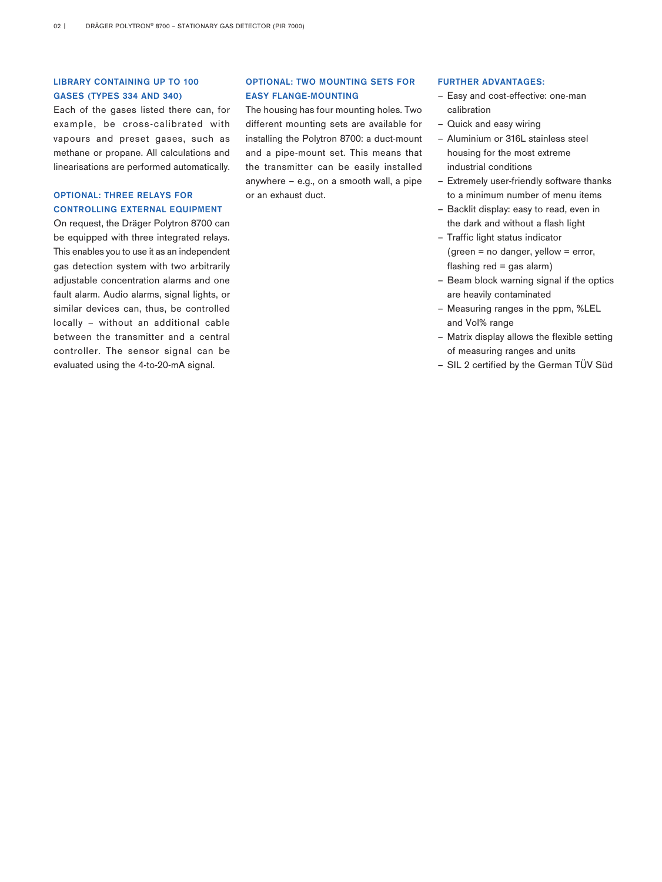### LIBRARY CONTAINING UP TO 100 GASES (TYPES 334 AND 340)

Each of the gases listed there can, for example, be cross-calibrated with vapours and preset gases, such as methane or propane. All calculations and linearisations are performed automatically.

### OPTIONAL: THREE RELAYS FOR CONTROLLING EXTERNAL EQUIPMENT

On request, the Dräger Polytron 8700 can be equipped with three integrated relays. This enables you to use it as an independent gas detection system with two arbitrarily adjustable concentration alarms and one fault alarm. Audio alarms, signal lights, or similar devices can, thus, be controlled locally – without an additional cable between the transmitter and a central controller. The sensor signal can be evaluated using the 4-to-20-mA signal.

### OPTIONAL: TWO MOUNTING SETS FOR EASY FLANGE-MOUNTING

The housing has four mounting holes. Two different mounting sets are available for installing the Polytron 8700: a duct-mount and a pipe-mount set. This means that the transmitter can be easily installed anywhere – e.g., on a smooth wall, a pipe or an exhaust duct.

### FURTHER ADVANTAGES:

- Easy and cost-effective: one-man calibration
- Quick and easy wiring
- Aluminium or 316L stainless steel housing for the most extreme industrial conditions
- Extremely user-friendly software thanks to a minimum number of menu items
- Backlit display: easy to read, even in the dark and without a flash light
- Traffic light status indicator (green = no danger, yellow = error, flashing red = gas alarm)
- Beam block warning signal if the optics are heavily contaminated
- Measuring ranges in the ppm, %LEL and Vol% range
- Matrix display allows the flexible setting of measuring ranges and units
- SIL 2 certified by the German TÜV Süd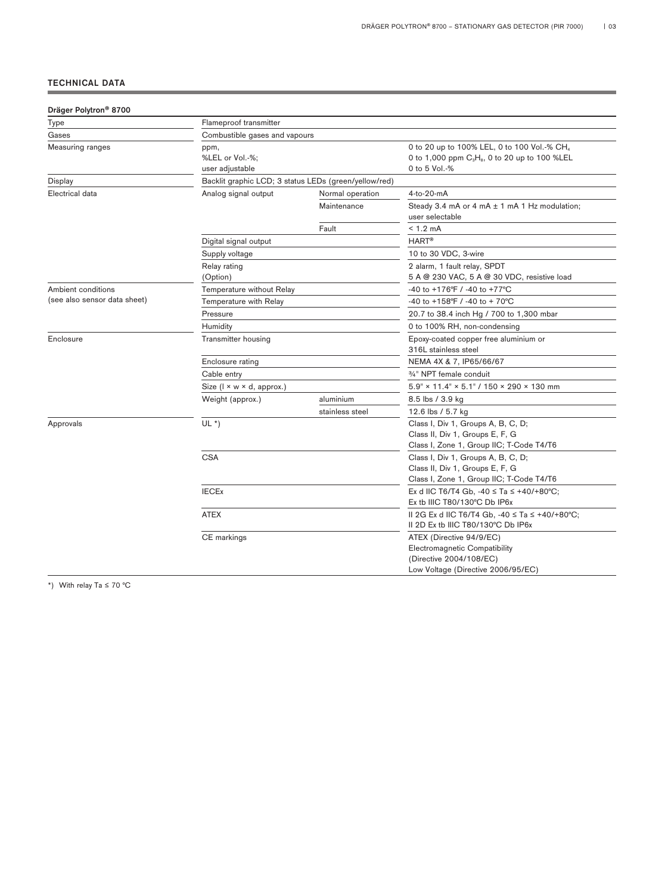## TECHNICAL DATA

**Dräger Polytron® 8700**

| Type | Flameproof transmitter | | |
|---|---|---|---|
| Gases | Combustible gases and vapours | | |
| Measuring ranges | ppm,<br>%LEL or Vol.-%;<br>user adjustable | | 0 to 20 up to 100% LEL, 0 to 100 Vol.-% $CH_4$<br>0 to 1,000 ppm $C_3H_8$, 0 to 20 up to 100 %LEL<br>0 to 5 Vol.-% |
| Display | Backlit graphic LCD; 3 status LEDs (green/yellow/red) | | |
| Electrical data | Analog signal output | Normal operation | 4-to-20-mA |
| | | Maintenance | Steady 3.4 mA or 4 mA ± 1 mA 1 Hz modulation; user selectable |
| | | Fault | < 1.2 mA |
| | Digital signal output | | HART® |
| | Supply voltage | | 10 to 30 VDC, 3-wire |
| | Relay rating<br>(Option) | | 2 alarm, 1 fault relay, SPDT<br>5 A @ 230 VAC, 5 A @ 30 VDC, resistive load |
| Ambient conditions<br>(see also sensor data sheet) | Temperature without Relay | | -40 to +176°F / -40 to +77°C |
| | Temperature with Relay | | -40 to +158°F / -40 to + 70°C |
| | Pressure | | 20.7 to 38.4 inch Hg / 700 to 1,300 mbar |
| | Humidity | | 0 to 100% RH, non-condensing |
| Enclosure | Transmitter housing | | Epoxy-coated copper free aluminium or<br>316L stainless steel |
| | Enclosure rating | | NEMA 4X & 7, IP65/66/67 |
| | Cable entry | | ¾" NPT female conduit |
| | Size (l × w × d, approx.) | | 5.9" × 11.4" × 5.1" / 150 × 290 × 130 mm |
| | Weight (approx.) | aluminium | 8.5 lbs / 3.9 kg |
| | | stainless steel | 12.6 lbs / 5.7 kg |
| Approvals | UL *) | | Class I, Div 1, Groups A, B, C, D;<br>Class II, Div 1, Groups E, F, G<br>Class I, Zone 1, Group IIC; T-Code T4/T6 |
| | CSA | | Class I, Div 1, Groups A, B, C, D;<br>Class II, Div 1, Groups E, F, G<br>Class I, Zone 1, Group IIC; T-Code T4/T6 |
| | IECEx | | Ex d IIC T6/T4 Gb, -40 ≤ Ta ≤ +40/+80°C;<br>Ex tb IIIC T80/130°C Db IP6x |
| | ATEX | | II 2G Ex d IIC T6/T4 Gb, -40 ≤ Ta ≤ +40/+80°C;<br>II 2D Ex tb IIIC T80/130°C Db IP6x |
| | CE markings | | ATEX (Directive 94/9/EC)<br>Electromagnetic Compatibility<br>(Directive 2004/108/EC)<br>Low Voltage (Directive 2006/95/EC) |

*) With relay Ta ≤ 70 °C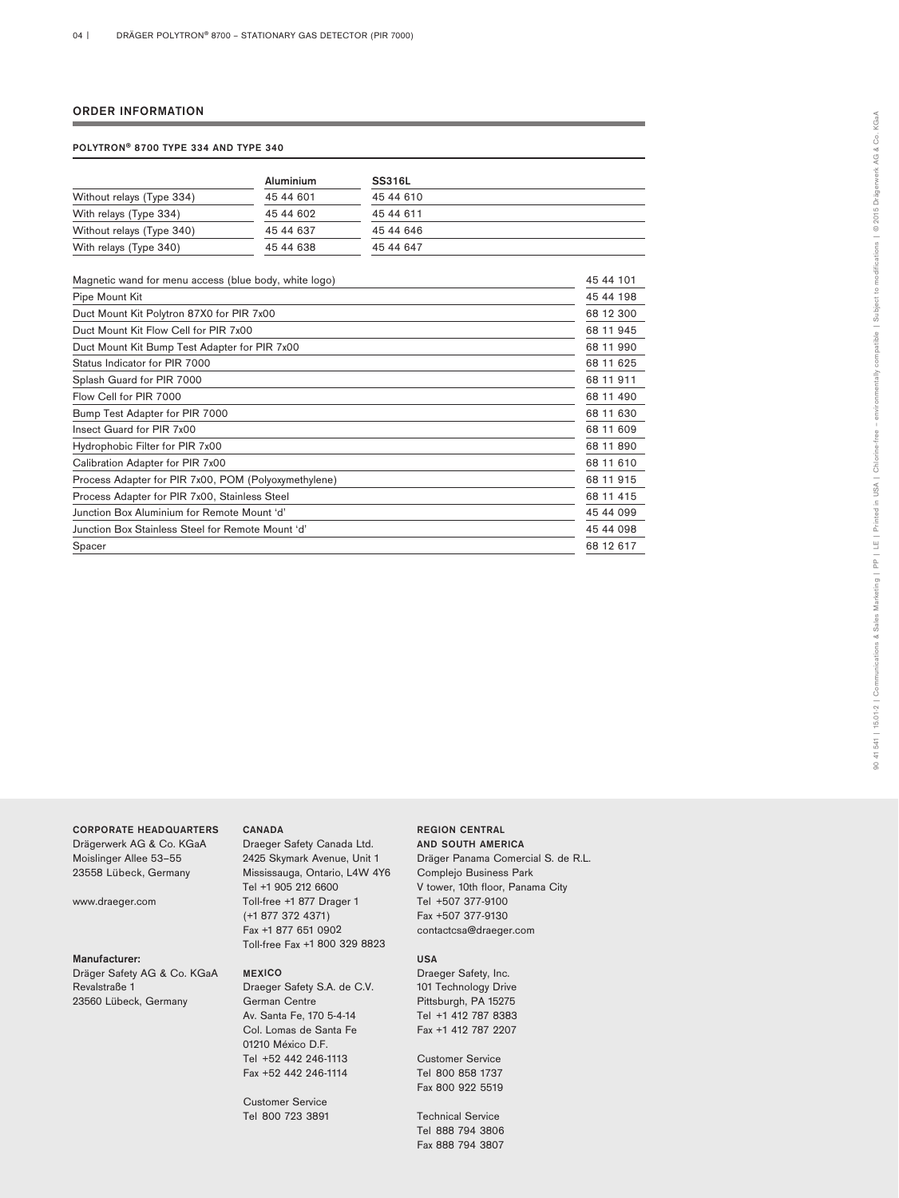## ORDER INFORMATION

### POLYTRON® 8700 TYPE 334 AND TYPE 340

| | Aluminium | SS316L |
|---|---|---|
| Without relays (Type 334) | 45 44 601 | 45 44 610 |
| With relays (Type 334) | 45 44 602 | 45 44 611 |
| Without relays (Type 340) | 45 44 637 | 45 44 646 |
| With relays (Type 340) | 45 44 638 | 45 44 647 |

| | |
|---|---|
| Magnetic wand for menu access (blue body, white logo) | 45 44 101 |
| Pipe Mount Kit | 45 44 198 |
| Duct Mount Kit Polytron 87X0 for PIR 7x00 | 68 12 300 |
| Duct Mount Kit Flow Cell for PIR 7x00 | 68 11 945 |
| Duct Mount Kit Bump Test Adapter for PIR 7x00 | 68 11 990 |
| Status Indicator for PIR 7000 | 68 11 625 |
| Splash Guard for PIR 7000 | 68 11 911 |
| Flow Cell for PIR 7000 | 68 11 490 |
| Bump Test Adapter for PIR 7000 | 68 11 630 |
| Insect Guard for PIR 7x00 | 68 11 609 |
| Hydrophobic Filter for PIR 7x00 | 68 11 890 |
| Calibration Adapter for PIR 7x00 | 68 11 610 |
| Process Adapter for PIR 7x00, POM (Polyoxymethylene) | 68 11 915 |
| Process Adapter for PIR 7x00, Stainless Steel | 68 11 415 |
| Junction Box Aluminium for Remote Mount 'd' | 45 44 099 |
| Junction Box Stainless Steel for Remote Mount 'd' | 45 44 098 |
| Spacer | 68 12 617 |

**CORPORATE HEADQUARTERS**
Drägerwerk AG & Co. KGaA
Moislinger Allee 53–55
23558 Lübeck, Germany

www.draeger.com

**Manufacturer:**
Dräger Safety AG & Co. KGaA
Revalstraße 1
23560 Lübeck, Germany

**CANADA**
Draeger Safety Canada Ltd.
2425 Skymark Avenue, Unit 1
Mississauga, Ontario, L4W 4Y6
Tel +1 905 212 6600
Toll-free +1 877 Drager 1
(+1 877 372 4371)
Fax +1 877 651 0902
Toll-free Fax +1 800 329 8823

**MEXICO**
Draeger Safety S.A. de C.V.
German Centre
Av. Santa Fe, 170 5-4-14
Col. Lomas de Santa Fe
01210 México D.F.
Tel +52 442 246-1113
Fax +52 442 246-1114

Customer Service
Tel 800 723 3891

**REGION CENTRAL AND SOUTH AMERICA**
Dräger Panama Comercial S. de R.L.
Complejo Business Park
V tower, 10th floor, Panama City
Tel +507 377-9100
Fax +507 377-9130
contactcsa@draeger.com

**USA**
Draeger Safety, Inc.
101 Technology Drive
Pittsburgh, PA 15275
Tel +1 412 787 8383
Fax +1 412 787 2207

Customer Service
Tel 800 858 1737
Fax 800 922 5519

Technical Service
Tel 888 794 3806
Fax 888 794 3807

90 41 541 | 15.01-2 | Communications & Sales Marketing | PP | LE | Printed in USA | Chlorine-free – environmentally compatible | Subject to modifications | © 2015 Drägerwerk AG & Co. KGaA